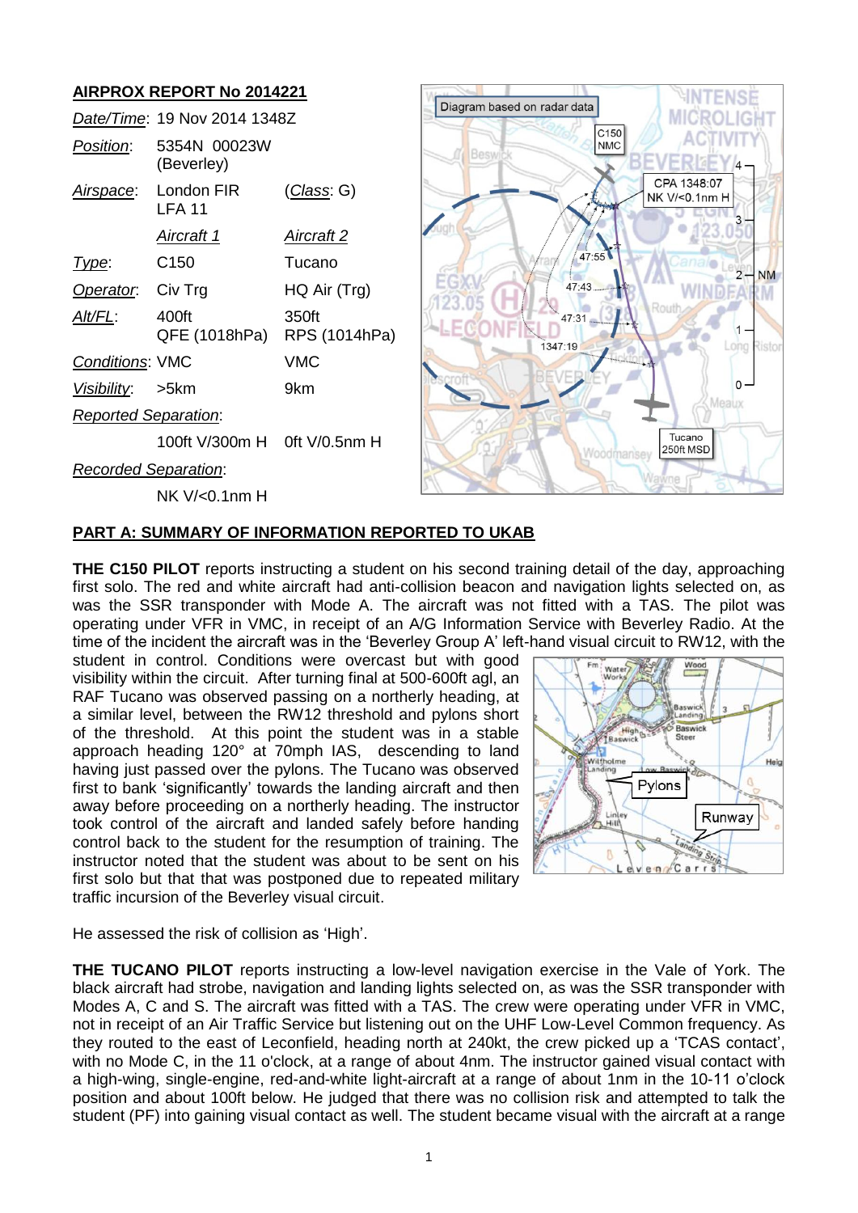## AIRPROX REPORT No 2014221

| | | |
|---|---|---|
| *Date/Time*: | 19 Nov 2014 1348Z | |
| *Position*: | 5354N 00023W (Beverley) | |
| *Airspace*: | London FIR LFA 11 | (*Class*: G) |
| | *Aircraft 1* | *Aircraft 2* |
| *Type*: | C150 | Tucano |
| *Operator*: | Civ Trg | HQ Air (Trg) |
| *Alt/FL*: | 400ft QFE (1018hPa) | 350ft RPS (1014hPa) |
| *Conditions*: | VMC | VMC |
| *Visibility*: | >5km | 9km |
| *Reported Separation*: | | |
| | 100ft V/300m H | 0ft V/0.5nm H |
| *Recorded Separation*: | | |
| | NK V/<0.1nm H | |

## PART A: SUMMARY OF INFORMATION REPORTED TO UKAB

**THE C150 PILOT** reports instructing a student on his second training detail of the day, approaching first solo. The red and white aircraft had anti-collision beacon and navigation lights selected on, as was the SSR transponder with Mode A. The aircraft was not fitted with a TAS. The pilot was operating under VFR in VMC, in receipt of an A/G Information Service with Beverley Radio. At the time of the incident the aircraft was in the 'Beverley Group A' left-hand visual circuit to RW12, with the student in control. Conditions were overcast but with good visibility within the circuit. After turning final at 500-600ft agl, an RAF Tucano was observed passing on a northerly heading, at a similar level, between the RW12 threshold and pylons short of the threshold. At this point the student was in a stable approach heading 120° at 70mph IAS, descending to land having just passed over the pylons. The Tucano was observed first to bank 'significantly' towards the landing aircraft and then away before proceeding on a northerly heading. The instructor took control of the aircraft and landed safely before handing control back to the student for the resumption of training. The instructor noted that the student was about to be sent on his first solo but that that was postponed due to repeated military traffic incursion of the Beverley visual circuit.

He assessed the risk of collision as 'High'.

**THE TUCANO PILOT** reports instructing a low-level navigation exercise in the Vale of York. The black aircraft had strobe, navigation and landing lights selected on, as was the SSR transponder with Modes A, C and S. The aircraft was fitted with a TAS. The crew were operating under VFR in VMC, not in receipt of an Air Traffic Service but listening out on the UHF Low-Level Common frequency. As they routed to the east of Leconfield, heading north at 240kt, the crew picked up a 'TCAS contact', with no Mode C, in the 11 o'clock, at a range of about 4nm. The instructor gained visual contact with a high-wing, single-engine, red-and-white light-aircraft at a range of about 1nm in the 10-11 o'clock position and about 100ft below. He judged that there was no collision risk and attempted to talk the student (PF) into gaining visual contact as well. The student became visual with the aircraft at a range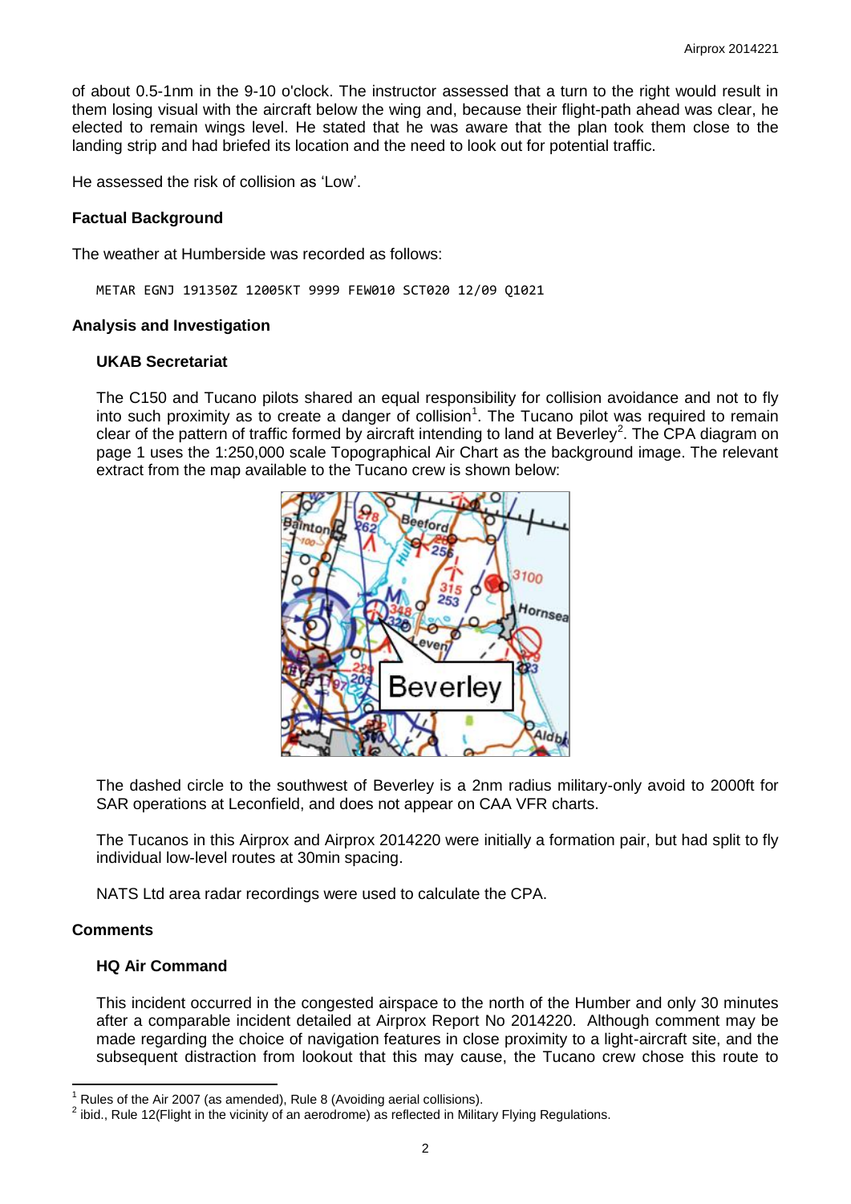of about 0.5-1nm in the 9-10 o'clock. The instructor assessed that a turn to the right would result in them losing visual with the aircraft below the wing and, because their flight-path ahead was clear, he elected to remain wings level. He stated that he was aware that the plan took them close to the landing strip and had briefed its location and the need to look out for potential traffic.

He assessed the risk of collision as 'Low'.

## Factual Background

The weather at Humberside was recorded as follows:

```
METAR EGNJ 191350Z 12005KT 9999 FEW010 SCT020 12/09 Q1021
```

## Analysis and Investigation

### UKAB Secretariat

The C150 and Tucano pilots shared an equal responsibility for collision avoidance and not to fly into such proximity as to create a danger of collision[1]. The Tucano pilot was required to remain clear of the pattern of traffic formed by aircraft intending to land at Beverley[2]. The CPA diagram on page 1 uses the 1:250,000 scale Topographical Air Chart as the background image. The relevant extract from the map available to the Tucano crew is shown below:

The dashed circle to the southwest of Beverley is a 2nm radius military-only avoid to 2000ft for SAR operations at Leconfield, and does not appear on CAA VFR charts.

The Tucanos in this Airprox and Airprox 2014220 were initially a formation pair, but had split to fly individual low-level routes at 30min spacing.

NATS Ltd area radar recordings were used to calculate the CPA.

## Comments

### HQ Air Command

This incident occurred in the congested airspace to the north of the Humber and only 30 minutes after a comparable incident detailed at Airprox Report No 2014220. Although comment may be made regarding the choice of navigation features in close proximity to a light-aircraft site, and the subsequent distraction from lookout that this may cause, the Tucano crew chose this route to

[1] Rules of the Air 2007 (as amended), Rule 8 (Avoiding aerial collisions).

[2] ibid., Rule 12(Flight in the vicinity of an aerodrome) as reflected in Military Flying Regulations.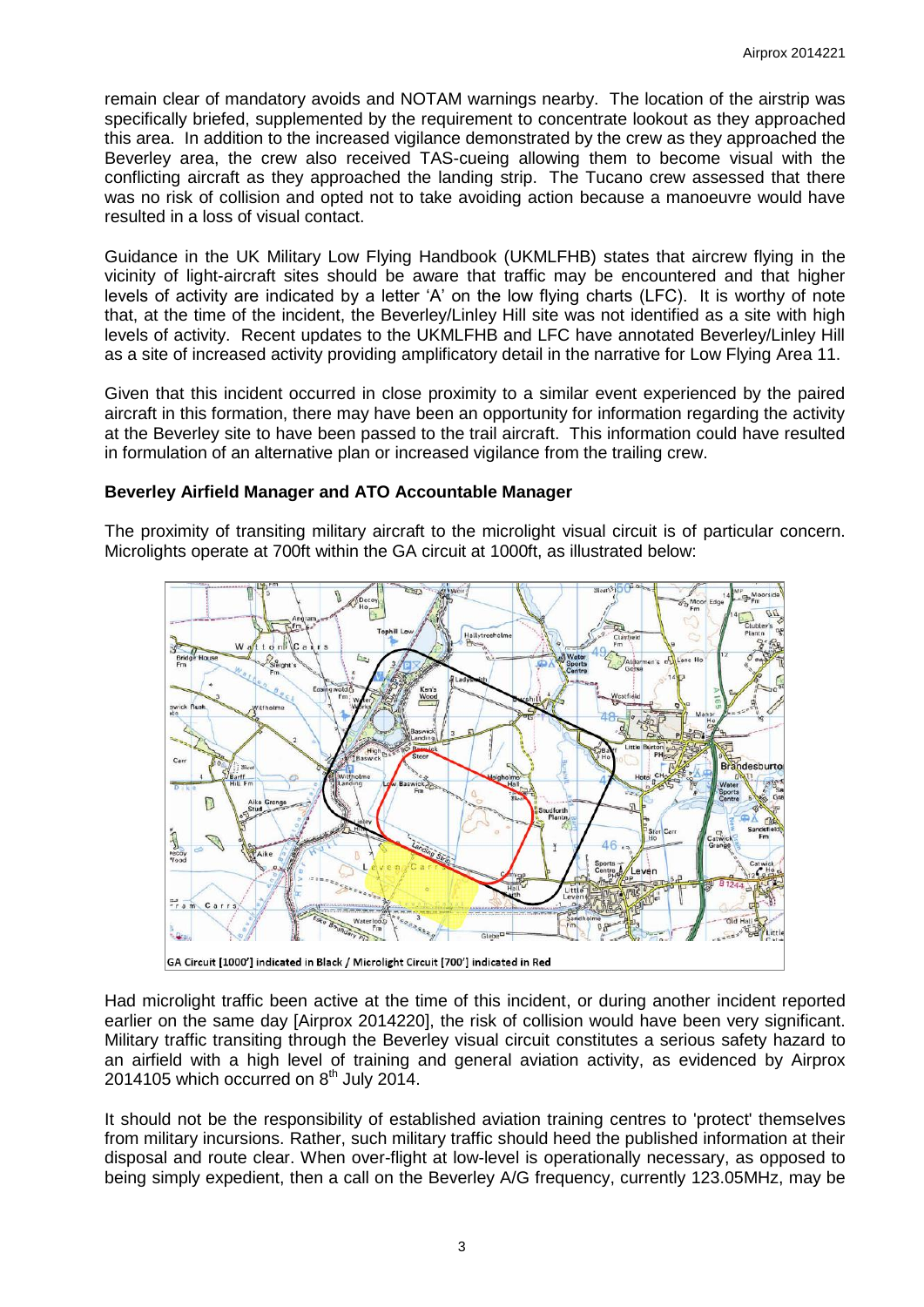remain clear of mandatory avoids and NOTAM warnings nearby. The location of the airstrip was specifically briefed, supplemented by the requirement to concentrate lookout as they approached this area. In addition to the increased vigilance demonstrated by the crew as they approached the Beverley area, the crew also received TAS-cueing allowing them to become visual with the conflicting aircraft as they approached the landing strip. The Tucano crew assessed that there was no risk of collision and opted not to take avoiding action because a manoeuvre would have resulted in a loss of visual contact.

Guidance in the UK Military Low Flying Handbook (UKMLFHB) states that aircrew flying in the vicinity of light-aircraft sites should be aware that traffic may be encountered and that higher levels of activity are indicated by a letter 'A' on the low flying charts (LFC). It is worthy of note that, at the time of the incident, the Beverley/Linley Hill site was not identified as a site with high levels of activity. Recent updates to the UKMLFHB and LFC have annotated Beverley/Linley Hill as a site of increased activity providing amplificatory detail in the narrative for Low Flying Area 11.

Given that this incident occurred in close proximity to a similar event experienced by the paired aircraft in this formation, there may have been an opportunity for information regarding the activity at the Beverley site to have been passed to the trail aircraft. This information could have resulted in formulation of an alternative plan or increased vigilance from the trailing crew.

**Beverley Airfield Manager and ATO Accountable Manager**

The proximity of transiting military aircraft to the microlight visual circuit is of particular concern. Microlights operate at 700ft within the GA circuit at 1000ft, as illustrated below:

GA Circuit [1000'] indicated in Black / Microlight Circuit [700'] indicated in Red

Had microlight traffic been active at the time of this incident, or during another incident reported earlier on the same day [Airprox 2014220], the risk of collision would have been very significant. Military traffic transiting through the Beverley visual circuit constitutes a serious safety hazard to an airfield with a high level of training and general aviation activity, as evidenced by Airprox 2014105 which occurred on 8th July 2014.

It should not be the responsibility of established aviation training centres to 'protect' themselves from military incursions. Rather, such military traffic should heed the published information at their disposal and route clear. When over-flight at low-level is operationally necessary, as opposed to being simply expedient, then a call on the Beverley A/G frequency, currently 123.05MHz, may be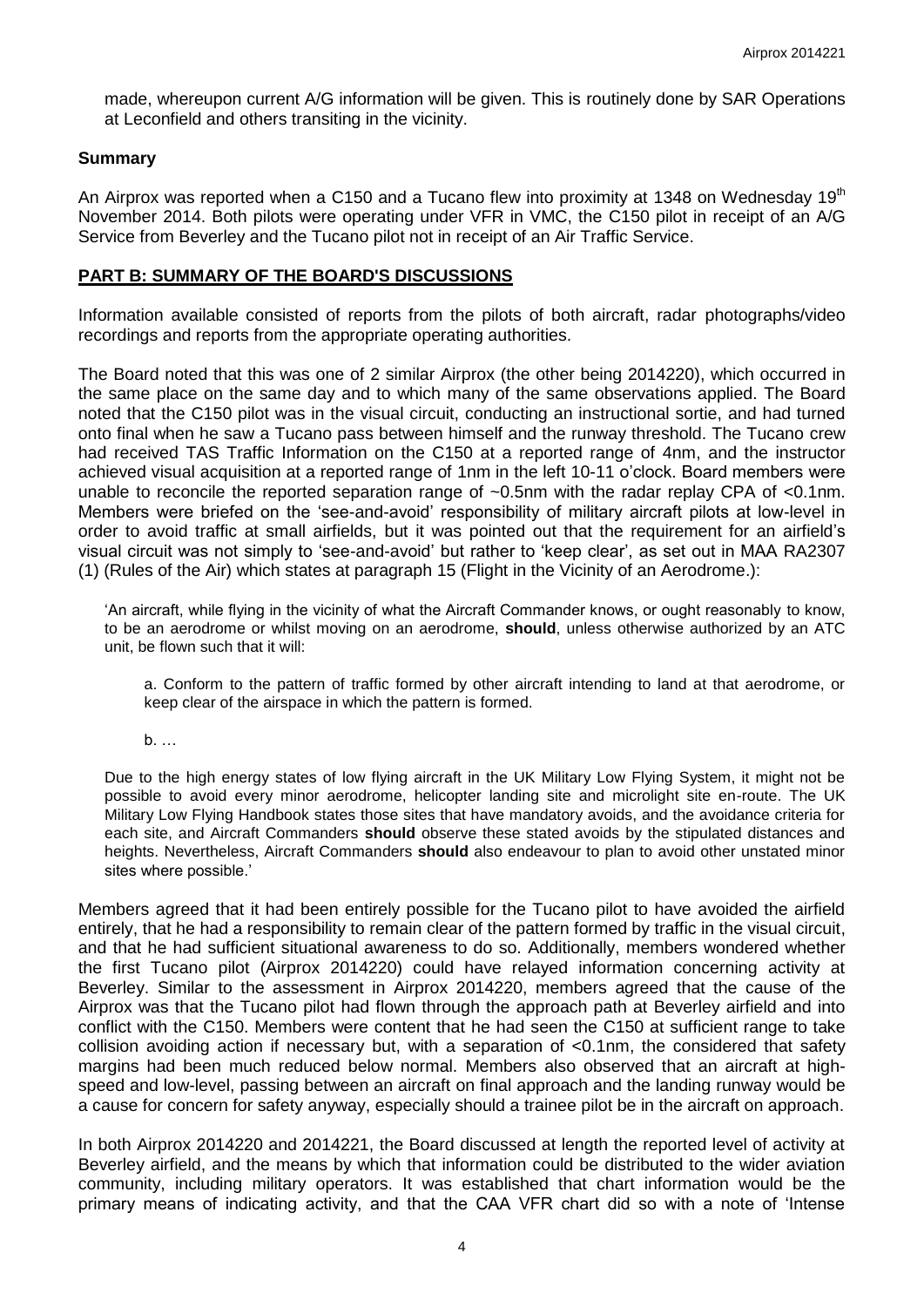made, whereupon current A/G information will be given. This is routinely done by SAR Operations at Leconfield and others transiting in the vicinity.

### Summary

An Airprox was reported when a C150 and a Tucano flew into proximity at 1348 on Wednesday 19th November 2014. Both pilots were operating under VFR in VMC, the C150 pilot in receipt of an A/G Service from Beverley and the Tucano pilot not in receipt of an Air Traffic Service.

## PART B: SUMMARY OF THE BOARD'S DISCUSSIONS

Information available consisted of reports from the pilots of both aircraft, radar photographs/video recordings and reports from the appropriate operating authorities.

The Board noted that this was one of 2 similar Airprox (the other being 2014220), which occurred in the same place on the same day and to which many of the same observations applied. The Board noted that the C150 pilot was in the visual circuit, conducting an instructional sortie, and had turned onto final when he saw a Tucano pass between himself and the runway threshold. The Tucano crew had received TAS Traffic Information on the C150 at a reported range of 4nm, and the instructor achieved visual acquisition at a reported range of 1nm in the left 10-11 o'clock. Board members were unable to reconcile the reported separation range of ~0.5nm with the radar replay CPA of <0.1nm. Members were briefed on the 'see-and-avoid' responsibility of military aircraft pilots at low-level in order to avoid traffic at small airfields, but it was pointed out that the requirement for an airfield's visual circuit was not simply to 'see-and-avoid' but rather to 'keep clear', as set out in MAA RA2307 (1) (Rules of the Air) which states at paragraph 15 (Flight in the Vicinity of an Aerodrome.):

> 'An aircraft, while flying in the vicinity of what the Aircraft Commander knows, or ought reasonably to know, to be an aerodrome or whilst moving on an aerodrome, **should**, unless otherwise authorized by an ATC unit, be flown such that it will:
>
> a. Conform to the pattern of traffic formed by other aircraft intending to land at that aerodrome, or keep clear of the airspace in which the pattern is formed.
>
> b. …
>
> Due to the high energy states of low flying aircraft in the UK Military Low Flying System, it might not be possible to avoid every minor aerodrome, helicopter landing site and microlight site en-route. The UK Military Low Flying Handbook states those sites that have mandatory avoids, and the avoidance criteria for each site, and Aircraft Commanders **should** observe these stated avoids by the stipulated distances and heights. Nevertheless, Aircraft Commanders **should** also endeavour to plan to avoid other unstated minor sites where possible.'

Members agreed that it had been entirely possible for the Tucano pilot to have avoided the airfield entirely, that he had a responsibility to remain clear of the pattern formed by traffic in the visual circuit, and that he had sufficient situational awareness to do so. Additionally, members wondered whether the first Tucano pilot (Airprox 2014220) could have relayed information concerning activity at Beverley. Similar to the assessment in Airprox 2014220, members agreed that the cause of the Airprox was that the Tucano pilot had flown through the approach path at Beverley airfield and into conflict with the C150. Members were content that he had seen the C150 at sufficient range to take collision avoiding action if necessary but, with a separation of <0.1nm, the considered that safety margins had been much reduced below normal. Members also observed that an aircraft at high-speed and low-level, passing between an aircraft on final approach and the landing runway would be a cause for concern for safety anyway, especially should a trainee pilot be in the aircraft on approach.

In both Airprox 2014220 and 2014221, the Board discussed at length the reported level of activity at Beverley airfield, and the means by which that information could be distributed to the wider aviation community, including military operators. It was established that chart information would be the primary means of indicating activity, and that the CAA VFR chart did so with a note of 'Intense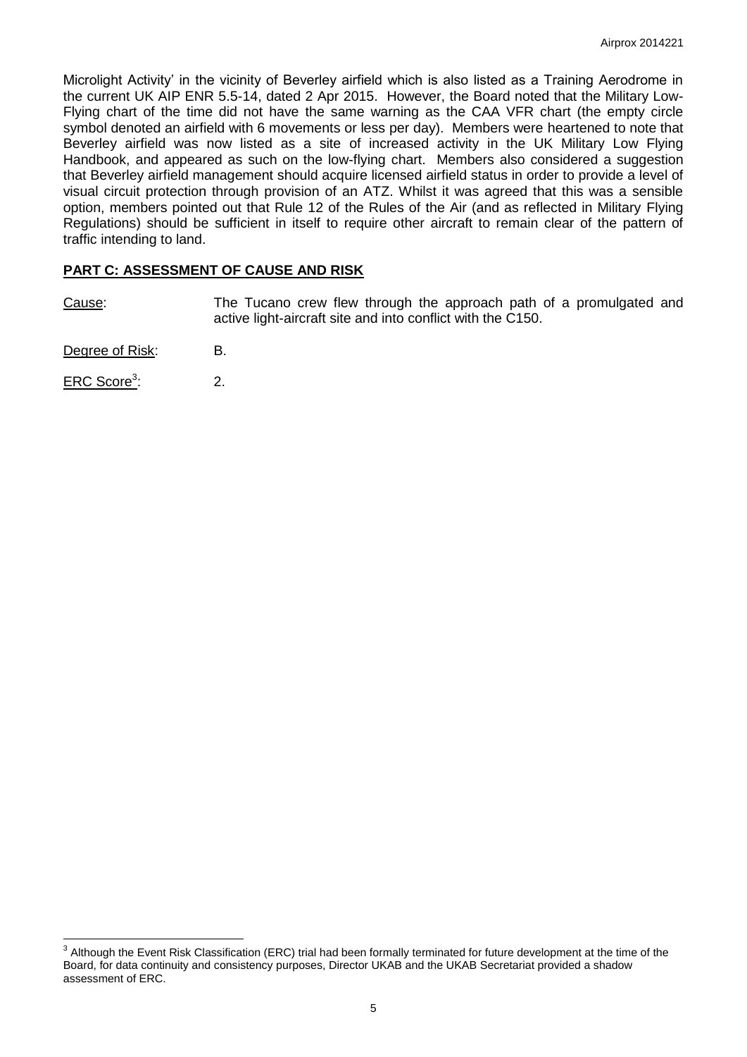Microlight Activity' in the vicinity of Beverley airfield which is also listed as a Training Aerodrome in the current UK AIP ENR 5.5-14, dated 2 Apr 2015. However, the Board noted that the Military Low-Flying chart of the time did not have the same warning as the CAA VFR chart (the empty circle symbol denoted an airfield with 6 movements or less per day). Members were heartened to note that Beverley airfield was now listed as a site of increased activity in the UK Military Low Flying Handbook, and appeared as such on the low-flying chart. Members also considered a suggestion that Beverley airfield management should acquire licensed airfield status in order to provide a level of visual circuit protection through provision of an ATZ. Whilst it was agreed that this was a sensible option, members pointed out that Rule 12 of the Rules of the Air (and as reflected in Military Flying Regulations) should be sufficient in itself to require other aircraft to remain clear of the pattern of traffic intending to land.

## PART C: ASSESSMENT OF CAUSE AND RISK

Cause: The Tucano crew flew through the approach path of a promulgated and active light-aircraft site and into conflict with the C150.

Degree of Risk: B.

ERC Score[3]: 2.

[3] Although the Event Risk Classification (ERC) trial had been formally terminated for future development at the time of the Board, for data continuity and consistency purposes, Director UKAB and the UKAB Secretariat provided a shadow assessment of ERC.